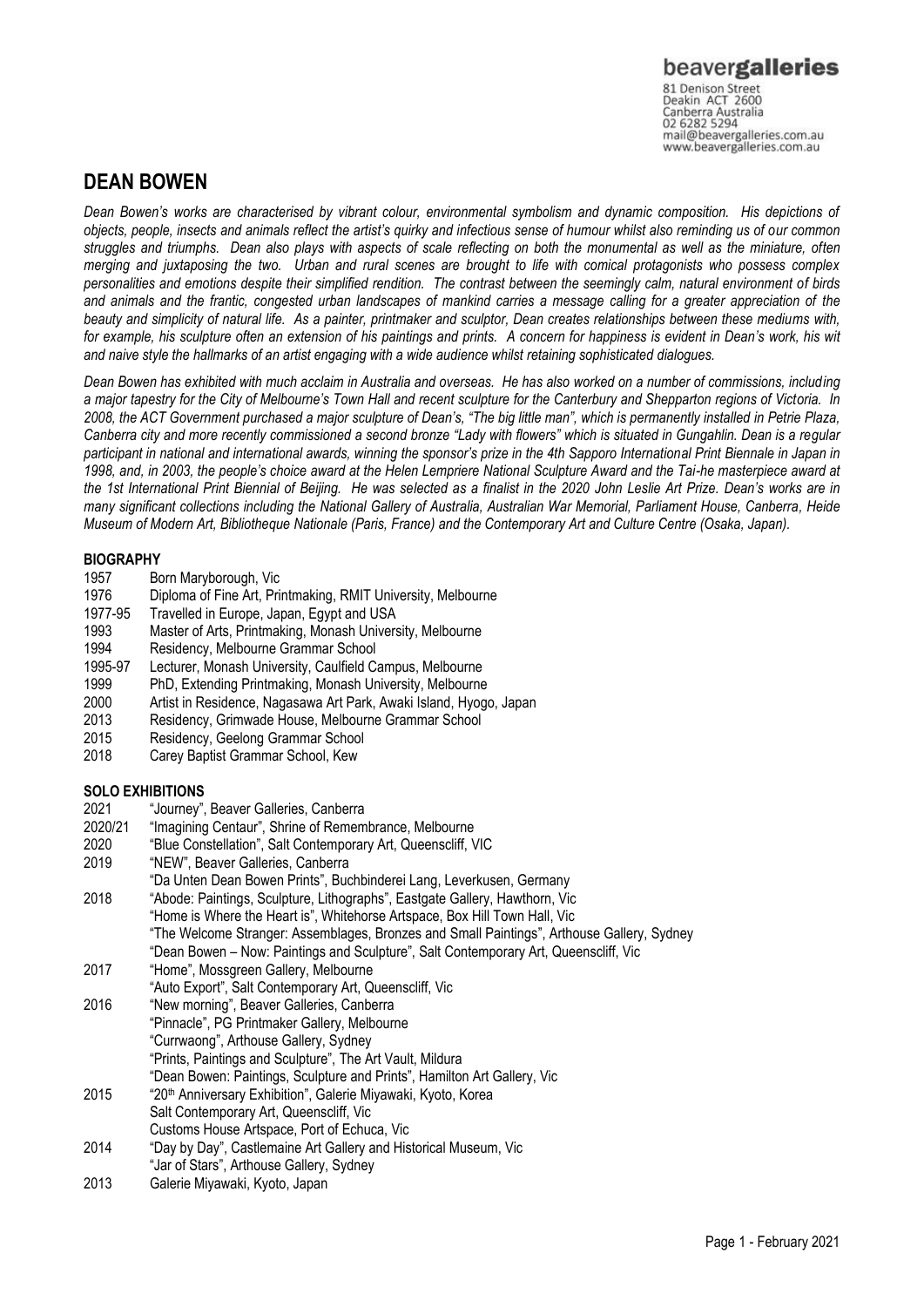beavergalleries
81 Denison Street
Deakin ACT 2600
Canberra Australia
02 6282 5294
mail@beavergalleries.com.au
www.beavergalleries.com.au

# DEAN BOWEN

*Dean Bowen's works are characterised by vibrant colour, environmental symbolism and dynamic composition. His depictions of objects, people, insects and animals reflect the artist's quirky and infectious sense of humour whilst also reminding us of our common struggles and triumphs. Dean also plays with aspects of scale reflecting on both the monumental as well as the miniature, often merging and juxtaposing the two. Urban and rural scenes are brought to life with comical protagonists who possess complex personalities and emotions despite their simplified rendition. The contrast between the seemingly calm, natural environment of birds and animals and the frantic, congested urban landscapes of mankind carries a message calling for a greater appreciation of the beauty and simplicity of natural life. As a painter, printmaker and sculptor, Dean creates relationships between these mediums with, for example, his sculpture often an extension of his paintings and prints. A concern for happiness is evident in Dean's work, his wit and naive style the hallmarks of an artist engaging with a wide audience whilst retaining sophisticated dialogues.*

*Dean Bowen has exhibited with much acclaim in Australia and overseas. He has also worked on a number of commissions, including a major tapestry for the City of Melbourne's Town Hall and recent sculpture for the Canterbury and Shepparton regions of Victoria. In 2008, the ACT Government purchased a major sculpture of Dean's, "The big little man", which is permanently installed in Petrie Plaza, Canberra city and more recently commissioned a second bronze "Lady with flowers" which is situated in Gungahlin. Dean is a regular participant in national and international awards, winning the sponsor's prize in the 4th Sapporo International Print Biennale in Japan in 1998, and, in 2003, the people's choice award at the Helen Lempriere National Sculpture Award and the Tai-he masterpiece award at the 1st International Print Biennial of Beijing. He was selected as a finalist in the 2020 John Leslie Art Prize. Dean's works are in many significant collections including the National Gallery of Australia, Australian War Memorial, Parliament House, Canberra, Heide Museum of Modern Art, Bibliotheque Nationale (Paris, France) and the Contemporary Art and Culture Centre (Osaka, Japan).*

## BIOGRAPHY

| | |
|---|---|
| 1957 | Born Maryborough, Vic |
| 1976 | Diploma of Fine Art, Printmaking, RMIT University, Melbourne |
| 1977-95 | Travelled in Europe, Japan, Egypt and USA |
| 1993 | Master of Arts, Printmaking, Monash University, Melbourne |
| 1994 | Residency, Melbourne Grammar School |
| 1995-97 | Lecturer, Monash University, Caulfield Campus, Melbourne |
| 1999 | PhD, Extending Printmaking, Monash University, Melbourne |
| 2000 | Artist in Residence, Nagasawa Art Park, Awaki Island, Hyogo, Japan |
| 2013 | Residency, Grimwade House, Melbourne Grammar School |
| 2015 | Residency, Geelong Grammar School |
| 2018 | Carey Baptist Grammar School, Kew |

## SOLO EXHIBITIONS

| | |
|---|---|
| 2021 | "Journey", Beaver Galleries, Canberra |
| 2020/21 | "Imagining Centaur", Shrine of Remembrance, Melbourne |
| 2020 | "Blue Constellation", Salt Contemporary Art, Queenscliff, VIC |
| 2019 | "NEW", Beaver Galleries, Canberra |
| | "Da Unten Dean Bowen Prints", Buchbinderei Lang, Leverkusen, Germany |
| 2018 | "Abode: Paintings, Sculpture, Lithographs", Eastgate Gallery, Hawthorn, Vic |
| | "Home is Where the Heart is", Whitehorse Artspace, Box Hill Town Hall, Vic |
| | "The Welcome Stranger: Assemblages, Bronzes and Small Paintings", Arthouse Gallery, Sydney |
| | "Dean Bowen – Now: Paintings and Sculpture", Salt Contemporary Art, Queenscliff, Vic |
| 2017 | "Home", Mossgreen Gallery, Melbourne |
| | "Auto Export", Salt Contemporary Art, Queenscliff, Vic |
| 2016 | "New morning", Beaver Galleries, Canberra |
| | "Pinnacle", PG Printmaker Gallery, Melbourne |
| | "Currwaong", Arthouse Gallery, Sydney |
| | "Prints, Paintings and Sculpture", The Art Vault, Mildura |
| | "Dean Bowen: Paintings, Sculpture and Prints", Hamilton Art Gallery, Vic |
| 2015 | "20th Anniversary Exhibition", Galerie Miyawaki, Kyoto, Korea |
| | Salt Contemporary Art, Queenscliff, Vic |
| | Customs House Artspace, Port of Echuca, Vic |
| 2014 | "Day by Day", Castlemaine Art Gallery and Historical Museum, Vic |
| | "Jar of Stars", Arthouse Gallery, Sydney |
| 2013 | Galerie Miyawaki, Kyoto, Japan |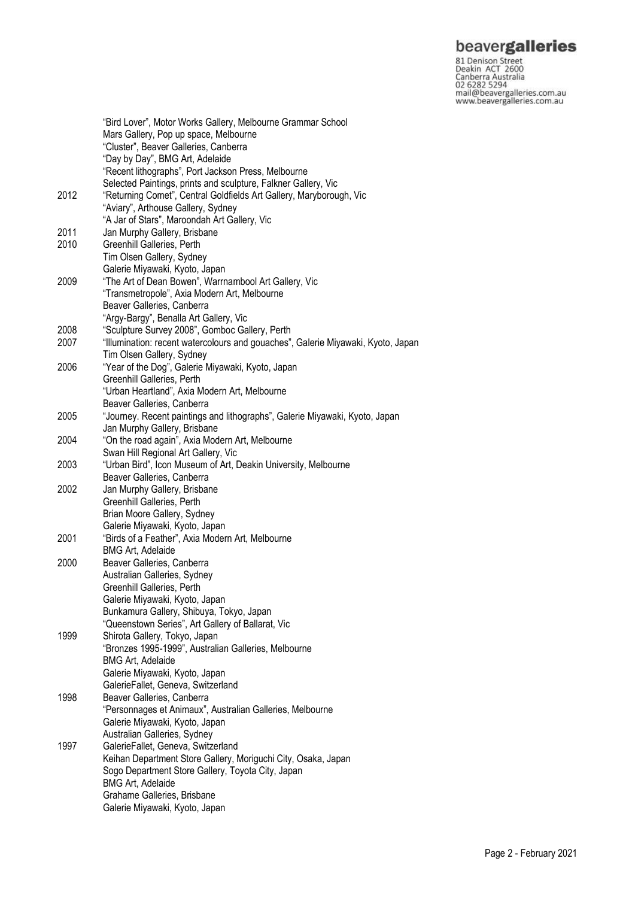| | |
|---|---|
| | "Bird Lover", Motor Works Gallery, Melbourne Grammar School |
| | Mars Gallery, Pop up space, Melbourne |
| | "Cluster", Beaver Galleries, Canberra |
| | "Day by Day", BMG Art, Adelaide |
| | "Recent lithographs", Port Jackson Press, Melbourne |
| | Selected Paintings, prints and sculpture, Falkner Gallery, Vic |
| 2012 | "Returning Comet", Central Goldfields Art Gallery, Maryborough, Vic |
| | "Aviary", Arthouse Gallery, Sydney |
| | "A Jar of Stars", Maroondah Art Gallery, Vic |
| 2011 | Jan Murphy Gallery, Brisbane |
| 2010 | Greenhill Galleries, Perth |
| | Tim Olsen Gallery, Sydney |
| | Galerie Miyawaki, Kyoto, Japan |
| 2009 | "The Art of Dean Bowen", Warrnambool Art Gallery, Vic |
| | "Transmetropole", Axia Modern Art, Melbourne |
| | Beaver Galleries, Canberra |
| | "Argy-Bargy", Benalla Art Gallery, Vic |
| 2008 | "Sculpture Survey 2008", Gomboc Gallery, Perth |
| 2007 | "Illumination: recent watercolours and gouaches", Galerie Miyawaki, Kyoto, Japan |
| | Tim Olsen Gallery, Sydney |
| 2006 | "Year of the Dog", Galerie Miyawaki, Kyoto, Japan |
| | Greenhill Galleries, Perth |
| | "Urban Heartland", Axia Modern Art, Melbourne |
| | Beaver Galleries, Canberra |
| 2005 | "Journey. Recent paintings and lithographs", Galerie Miyawaki, Kyoto, Japan |
| | Jan Murphy Gallery, Brisbane |
| 2004 | "On the road again", Axia Modern Art, Melbourne |
| | Swan Hill Regional Art Gallery, Vic |
| 2003 | "Urban Bird", Icon Museum of Art, Deakin University, Melbourne |
| | Beaver Galleries, Canberra |
| 2002 | Jan Murphy Gallery, Brisbane |
| | Greenhill Galleries, Perth |
| | Brian Moore Gallery, Sydney |
| | Galerie Miyawaki, Kyoto, Japan |
| 2001 | "Birds of a Feather", Axia Modern Art, Melbourne |
| | BMG Art, Adelaide |
| 2000 | Beaver Galleries, Canberra |
| | Australian Galleries, Sydney |
| | Greenhill Galleries, Perth |
| | Galerie Miyawaki, Kyoto, Japan |
| | Bunkamura Gallery, Shibuya, Tokyo, Japan |
| | "Queenstown Series", Art Gallery of Ballarat, Vic |
| 1999 | Shirota Gallery, Tokyo, Japan |
| | "Bronzes 1995-1999", Australian Galleries, Melbourne |
| | BMG Art, Adelaide |
| | Galerie Miyawaki, Kyoto, Japan |
| | GalerieFallet, Geneva, Switzerland |
| 1998 | Beaver Galleries, Canberra |
| | "Personnages et Animaux", Australian Galleries, Melbourne |
| | Galerie Miyawaki, Kyoto, Japan |
| | Australian Galleries, Sydney |
| 1997 | GalerieFallet, Geneva, Switzerland |
| | Keihan Department Store Gallery, Moriguchi City, Osaka, Japan |
| | Sogo Department Store Gallery, Toyota City, Japan |
| | BMG Art, Adelaide |
| | Grahame Galleries, Brisbane |
| | Galerie Miyawaki, Kyoto, Japan |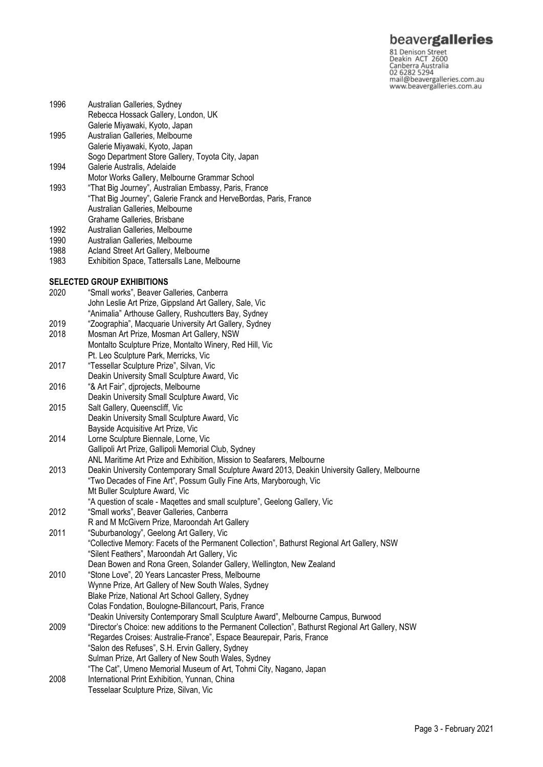| | |
|---|---|
| 1996 | Australian Galleries, Sydney |
| | Rebecca Hossack Gallery, London, UK |
| | Galerie Miyawaki, Kyoto, Japan |
| 1995 | Australian Galleries, Melbourne |
| | Galerie Miyawaki, Kyoto, Japan |
| | Sogo Department Store Gallery, Toyota City, Japan |
| 1994 | Galerie Australis, Adelaide |
| | Motor Works Gallery, Melbourne Grammar School |
| 1993 | "That Big Journey", Australian Embassy, Paris, France |
| | "That Big Journey", Galerie Franck and HerveBordas, Paris, France |
| | Australian Galleries, Melbourne |
| | Grahame Galleries, Brisbane |
| 1992 | Australian Galleries, Melbourne |
| 1990 | Australian Galleries, Melbourne |
| 1988 | Acland Street Art Gallery, Melbourne |
| 1983 | Exhibition Space, Tattersalls Lane, Melbourne |

**SELECTED GROUP EXHIBITIONS**

| | |
|---|---|
| 2020 | "Small works", Beaver Galleries, Canberra |
| | John Leslie Art Prize, Gippsland Art Gallery, Sale, Vic |
| | "Animalia" Arthouse Gallery, Rushcutters Bay, Sydney |
| 2019 | "Zoographia", Macquarie University Art Gallery, Sydney |
| 2018 | Mosman Art Prize, Mosman Art Gallery, NSW |
| | Montalto Sculpture Prize, Montalto Winery, Red Hill, Vic |
| | Pt. Leo Sculpture Park, Merricks, Vic |
| 2017 | "Tessellar Sculpture Prize", Silvan, Vic |
| | Deakin University Small Sculpture Award, Vic |
| 2016 | "& Art Fair", djprojects, Melbourne |
| | Deakin University Small Sculpture Award, Vic |
| 2015 | Salt Gallery, Queenscliff, Vic |
| | Deakin University Small Sculpture Award, Vic |
| | Bayside Acquisitive Art Prize, Vic |
| 2014 | Lorne Sculpture Biennale, Lorne, Vic |
| | Gallipoli Art Prize, Gallipoli Memorial Club, Sydney |
| | ANL Maritime Art Prize and Exhibition, Mission to Seafarers, Melbourne |
| 2013 | Deakin University Contemporary Small Sculpture Award 2013, Deakin University Gallery, Melbourne |
| | "Two Decades of Fine Art", Possum Gully Fine Arts, Maryborough, Vic |
| | Mt Buller Sculpture Award, Vic |
| | "A question of scale - Maqettes and small sculpture", Geelong Gallery, Vic |
| 2012 | "Small works", Beaver Galleries, Canberra |
| | R and M McGivern Prize, Maroondah Art Gallery |
| 2011 | "Suburbanology", Geelong Art Gallery, Vic |
| | "Collective Memory: Facets of the Permanent Collection", Bathurst Regional Art Gallery, NSW |
| | "Silent Feathers", Maroondah Art Gallery, Vic |
| | Dean Bowen and Rona Green, Solander Gallery, Wellington, New Zealand |
| 2010 | "Stone Love", 20 Years Lancaster Press, Melbourne |
| | Wynne Prize, Art Gallery of New South Wales, Sydney |
| | Blake Prize, National Art School Gallery, Sydney |
| | Colas Fondation, Boulogne-Billancourt, Paris, France |
| | "Deakin University Contemporary Small Sculpture Award", Melbourne Campus, Burwood |
| 2009 | "Director's Choice: new additions to the Permanent Collection", Bathurst Regional Art Gallery, NSW |
| | "Regardes Croises: Australie-France", Espace Beaurepair, Paris, France |
| | "Salon des Refuses", S.H. Ervin Gallery, Sydney |
| | Sulman Prize, Art Gallery of New South Wales, Sydney |
| | "The Cat", Umeno Memorial Museum of Art, Tohmi City, Nagano, Japan |
| 2008 | International Print Exhibition, Yunnan, China |
| | Tesselaar Sculpture Prize, Silvan, Vic |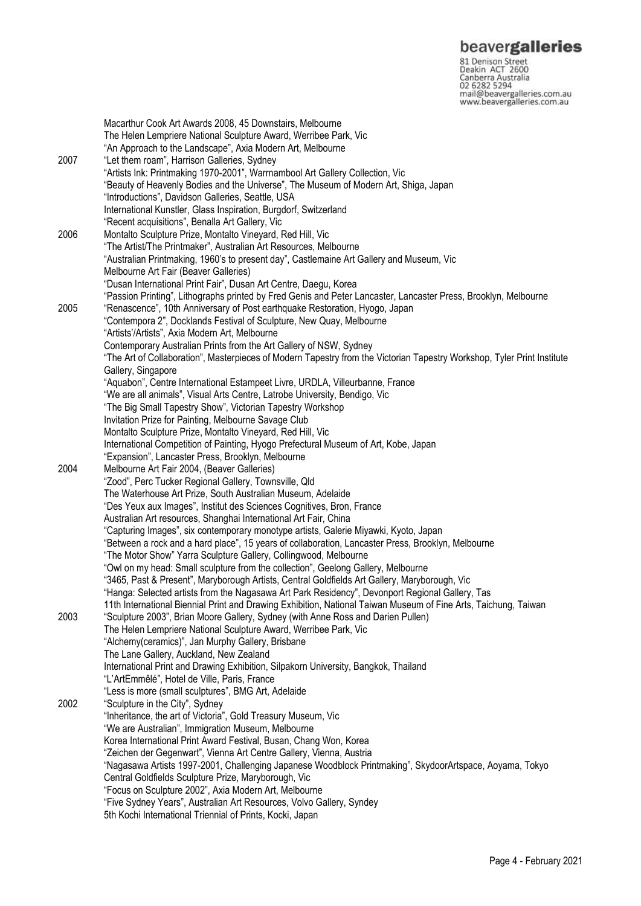Macarthur Cook Art Awards 2008, 45 Downstairs, Melbourne
The Helen Lempriere National Sculpture Award, Werribee Park, Vic
"An Approach to the Landscape", Axia Modern Art, Melbourne

**2007**
"Let them roam", Harrison Galleries, Sydney
"Artists Ink: Printmaking 1970-2001", Warrnambool Art Gallery Collection, Vic
"Beauty of Heavenly Bodies and the Universe", The Museum of Modern Art, Shiga, Japan
"Introductions", Davidson Galleries, Seattle, USA
International Kunstler, Glass Inspiration, Burgdorf, Switzerland
"Recent acquisitions", Benalla Art Gallery, Vic

**2006**
Montalto Sculpture Prize, Montalto Vineyard, Red Hill, Vic
"The Artist/The Printmaker", Australian Art Resources, Melbourne
"Australian Printmaking, 1960's to present day", Castlemaine Art Gallery and Museum, Vic
Melbourne Art Fair (Beaver Galleries)
"Dusan International Print Fair", Dusan Art Centre, Daegu, Korea
"Passion Printing", Lithographs printed by Fred Genis and Peter Lancaster, Lancaster Press, Brooklyn, Melbourne

**2005**
"Renascence", 10th Anniversary of Post earthquake Restoration, Hyogo, Japan
"Contempora 2", Docklands Festival of Sculpture, New Quay, Melbourne
"Artists'/Artists", Axia Modern Art, Melbourne
Contemporary Australian Prints from the Art Gallery of NSW, Sydney
"The Art of Collaboration", Masterpieces of Modern Tapestry from the Victorian Tapestry Workshop, Tyler Print Institute Gallery, Singapore
"Aquabon", Centre International Estampeet Livre, URDLA, Villeurbanne, France
"We are all animals", Visual Arts Centre, Latrobe University, Bendigo, Vic
"The Big Small Tapestry Show", Victorian Tapestry Workshop
Invitation Prize for Painting, Melbourne Savage Club
Montalto Sculpture Prize, Montalto Vineyard, Red Hill, Vic
International Competition of Painting, Hyogo Prefectural Museum of Art, Kobe, Japan
"Expansion", Lancaster Press, Brooklyn, Melbourne

**2004**
Melbourne Art Fair 2004, (Beaver Galleries)
"Zood", Perc Tucker Regional Gallery, Townsville, Qld
The Waterhouse Art Prize, South Australian Museum, Adelaide
"Des Yeux aux Images", Institut des Sciences Cognitives, Bron, France
Australian Art resources, Shanghai International Art Fair, China
"Capturing Images", six contemporary monotype artists, Galerie Miyawki, Kyoto, Japan
"Between a rock and a hard place", 15 years of collaboration, Lancaster Press, Brooklyn, Melbourne
"The Motor Show" Yarra Sculpture Gallery, Collingwood, Melbourne
"Owl on my head: Small sculpture from the collection", Geelong Gallery, Melbourne
"3465, Past & Present", Maryborough Artists, Central Goldfields Art Gallery, Maryborough, Vic
"Hanga: Selected artists from the Nagasawa Art Park Residency", Devonport Regional Gallery, Tas
11th International Biennial Print and Drawing Exhibition, National Taiwan Museum of Fine Arts, Taichung, Taiwan

**2003**
"Sculpture 2003", Brian Moore Gallery, Sydney (with Anne Ross and Darien Pullen)
The Helen Lempriere National Sculpture Award, Werribee Park, Vic
"Alchemy(ceramics)", Jan Murphy Gallery, Brisbane
The Lane Gallery, Auckland, New Zealand
International Print and Drawing Exhibition, Silpakorn University, Bangkok, Thailand
"L'ArtEmmêlé", Hotel de Ville, Paris, France
"Less is more (small sculptures", BMG Art, Adelaide

**2002**
"Sculpture in the City", Sydney
"Inheritance, the art of Victoria", Gold Treasury Museum, Vic
"We are Australian", Immigration Museum, Melbourne
Korea International Print Award Festival, Busan, Chang Won, Korea
"Zeichen der Gegenwart", Vienna Art Centre Gallery, Vienna, Austria
"Nagasawa Artists 1997-2001, Challenging Japanese Woodblock Printmaking", SkydoorArtspace, Aoyama, Tokyo
Central Goldfields Sculpture Prize, Maryborough, Vic
"Focus on Sculpture 2002", Axia Modern Art, Melbourne
"Five Sydney Years", Australian Art Resources, Volvo Gallery, Syndey
5th Kochi International Triennial of Prints, Kocki, Japan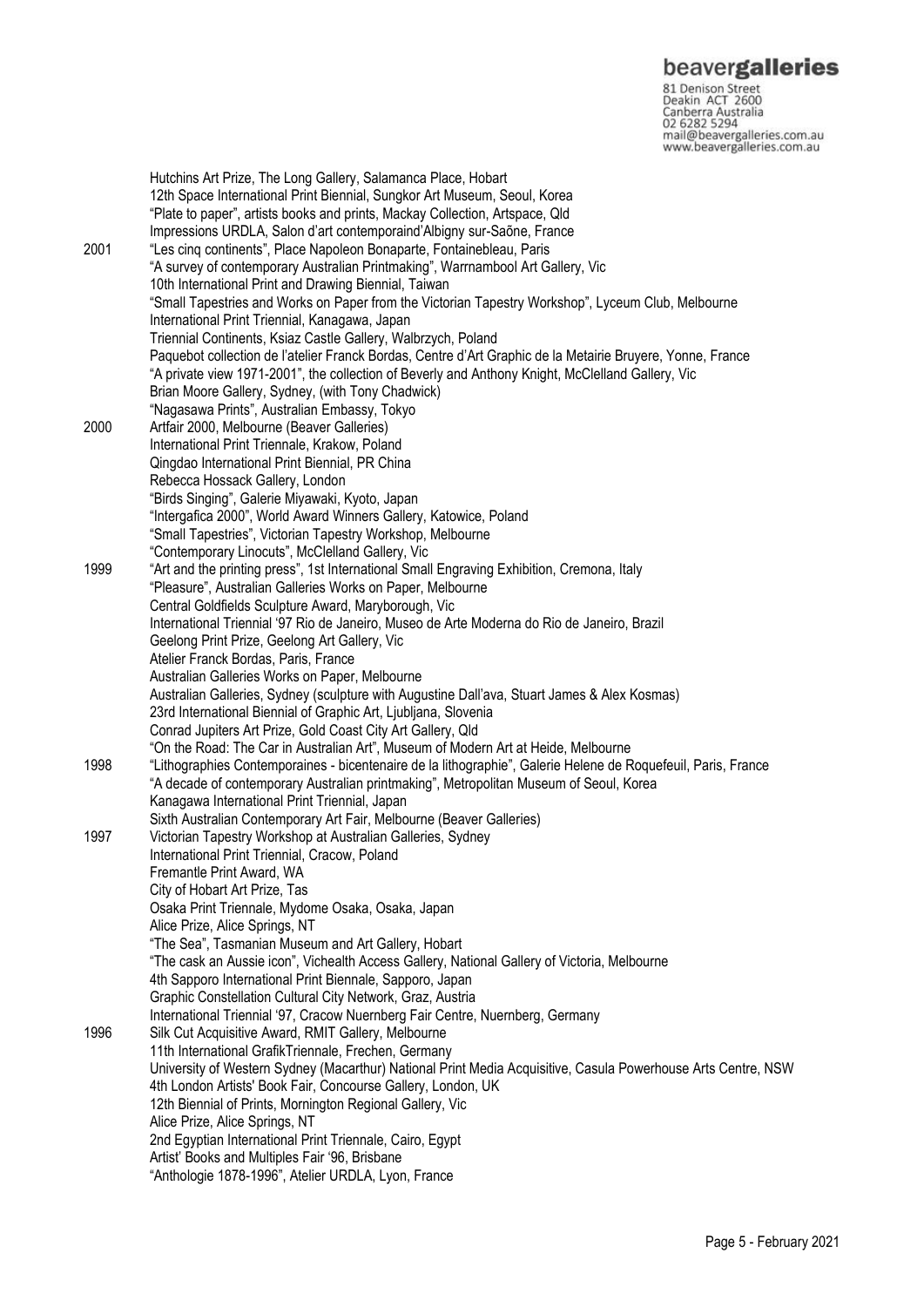Hutchins Art Prize, The Long Gallery, Salamanca Place, Hobart
12th Space International Print Biennial, Sungkor Art Museum, Seoul, Korea
"Plate to paper", artists books and prints, Mackay Collection, Artspace, Qld
Impressions URDLA, Salon d'art contemporaind'Albigny sur-Saône, France

2001
"Les cinq continents", Place Napoleon Bonaparte, Fontainebleau, Paris
"A survey of contemporary Australian Printmaking", Warrnambool Art Gallery, Vic
10th International Print and Drawing Biennial, Taiwan
"Small Tapestries and Works on Paper from the Victorian Tapestry Workshop", Lyceum Club, Melbourne
International Print Triennial, Kanagawa, Japan
Triennial Continents, Ksiaz Castle Gallery, Walbrzych, Poland
Paquebot collection de l'atelier Franck Bordas, Centre d'Art Graphic de la Metairie Bruyere, Yonne, France
"A private view 1971-2001", the collection of Beverly and Anthony Knight, McClelland Gallery, Vic
Brian Moore Gallery, Sydney, (with Tony Chadwick)
"Nagasawa Prints", Australian Embassy, Tokyo

2000
Artfair 2000, Melbourne (Beaver Galleries)
International Print Triennale, Krakow, Poland
Qingdao International Print Biennial, PR China
Rebecca Hossack Gallery, London
"Birds Singing", Galerie Miyawaki, Kyoto, Japan
"Intergafica 2000", World Award Winners Gallery, Katowice, Poland
"Small Tapestries", Victorian Tapestry Workshop, Melbourne
"Contemporary Linocuts", McClelland Gallery, Vic

1999
"Art and the printing press", 1st International Small Engraving Exhibition, Cremona, Italy
"Pleasure", Australian Galleries Works on Paper, Melbourne
Central Goldfields Sculpture Award, Maryborough, Vic
International Triennial '97 Rio de Janeiro, Museo de Arte Moderna do Rio de Janeiro, Brazil
Geelong Print Prize, Geelong Art Gallery, Vic
Atelier Franck Bordas, Paris, France
Australian Galleries Works on Paper, Melbourne
Australian Galleries, Sydney (sculpture with Augustine Dall'ava, Stuart James & Alex Kosmas)
23rd International Biennial of Graphic Art, Ljubljana, Slovenia
Conrad Jupiters Art Prize, Gold Coast City Art Gallery, Qld
"On the Road: The Car in Australian Art", Museum of Modern Art at Heide, Melbourne

1998
"Lithographies Contemporaines - bicentenaire de la lithographie", Galerie Helene de Roquefeuil, Paris, France
"A decade of contemporary Australian printmaking", Metropolitan Museum of Seoul, Korea
Kanagawa International Print Triennial, Japan
Sixth Australian Contemporary Art Fair, Melbourne (Beaver Galleries)

1997
Victorian Tapestry Workshop at Australian Galleries, Sydney
International Print Triennial, Cracow, Poland
Fremantle Print Award, WA
City of Hobart Art Prize, Tas
Osaka Print Triennale, Mydome Osaka, Osaka, Japan
Alice Prize, Alice Springs, NT
"The Sea", Tasmanian Museum and Art Gallery, Hobart
"The cask an Aussie icon", Vichealth Access Gallery, National Gallery of Victoria, Melbourne
4th Sapporo International Print Biennale, Sapporo, Japan
Graphic Constellation Cultural City Network, Graz, Austria
International Triennial '97, Cracow Nuernberg Fair Centre, Nuernberg, Germany

1996
Silk Cut Acquisitive Award, RMIT Gallery, Melbourne
11th International GrafikTriennale, Frechen, Germany
University of Western Sydney (Macarthur) National Print Media Acquisitive, Casula Powerhouse Arts Centre, NSW
4th London Artists' Book Fair, Concourse Gallery, London, UK
12th Biennial of Prints, Mornington Regional Gallery, Vic
Alice Prize, Alice Springs, NT
2nd Egyptian International Print Triennale, Cairo, Egypt
Artist' Books and Multiples Fair '96, Brisbane
"Anthologie 1878-1996", Atelier URDLA, Lyon, France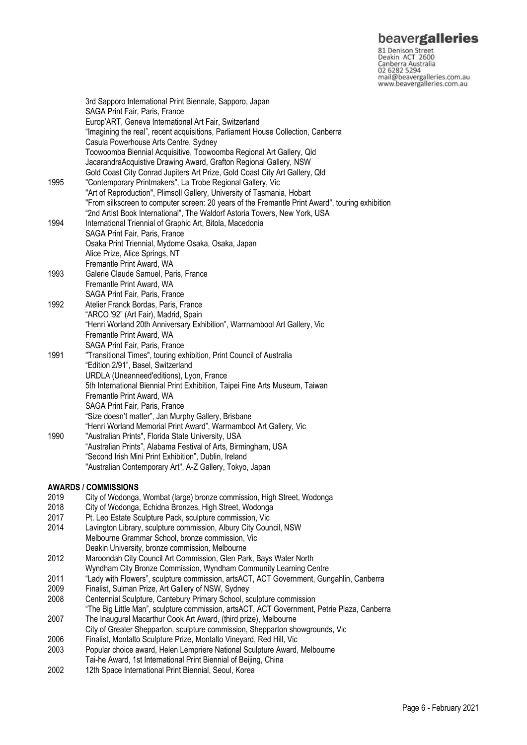3rd Sapporo International Print Biennale, Sapporo, Japan
SAGA Print Fair, Paris, France
Europ'ART, Geneva International Art Fair, Switzerland
"Imagining the real", recent acquisitions, Parliament House Collection, Canberra
Casula Powerhouse Arts Centre, Sydney
Toowoomba Biennial Acquisitive, Toowoomba Regional Art Gallery, Qld
JacarandraAcquistive Drawing Award, Grafton Regional Gallery, NSW
Gold Coast City Conrad Jupiters Art Prize, Gold Coast City Art Gallery, Qld

1995 "Contemporary Printmakers", La Trobe Regional Gallery, Vic
"Art of Reproduction", Plimsoll Gallery, University of Tasmania, Hobart
"From silkscreen to computer screen: 20 years of the Fremantle Print Award", touring exhibition
"2nd Artist Book International", The Waldorf Astoria Towers, New York, USA

1994 International Triennial of Graphic Art, Bitola, Macedonia
SAGA Print Fair, Paris, France
Osaka Print Triennial, Mydome Osaka, Osaka, Japan
Alice Prize, Alice Springs, NT
Fremantle Print Award, WA

1993 Galerie Claude Samuel, Paris, France
Fremantle Print Award, WA
SAGA Print Fair, Paris, France

1992 Atelier Franck Bordas, Paris, France
"ARCO '92" (Art Fair), Madrid, Spain
"Henri Worland 20th Anniversary Exhibition", Warrnambool Art Gallery, Vic
Fremantle Print Award, WA
SAGA Print Fair, Paris, France

1991 "Transitional Times", touring exhibition, Print Council of Australia
"Edition 2/91", Basel, Switzerland
URDLA (Uneanneed'editions), Lyon, France
5th International Biennial Print Exhibition, Taipei Fine Arts Museum, Taiwan
Fremantle Print Award, WA
SAGA Print Fair, Paris, France
"Size doesn't matter", Jan Murphy Gallery, Brisbane
"Henri Worland Memorial Print Award", Warrnambool Art Gallery, Vic

1990 "Australian Prints", Florida State University, USA
"Australian Prints", Alabama Festival of Arts, Birmingham, USA
"Second Irish Mini Print Exhibition", Dublin, Ireland
"Australian Contemporary Art", A-Z Gallery, Tokyo, Japan

**AWARDS / COMMISSIONS**

2019 City of Wodonga, Wombat (large) bronze commission, High Street, Wodonga

2018 City of Wodonga, Echidna Bronzes, High Street, Wodonga

2017 Pt. Leo Estate Sculpture Pack, sculpture commission, Vic

2014 Lavington Library, sculpture commission, Albury City Council, NSW
Melbourne Grammar School, bronze commission, Vic
Deakin University, bronze commission, Melbourne

2012 Maroondah City Council Art Commission, Glen Park, Bays Water North
Wyndham City Bronze Commission, Wyndham Community Learning Centre

2011 "Lady with Flowers", sculpture commission, artsACT, ACT Government, Gungahlin, Canberra

2009 Finalist, Sulman Prize, Art Gallery of NSW, Sydney

2008 Centennial Sculpture, Cantebury Primary School, sculpture commission
"The Big Little Man", sculpture commission, artsACT, ACT Government, Petrie Plaza, Canberra

2007 The Inaugural Macarthur Cook Art Award, (third prize), Melbourne
City of Greater Shepparton, sculpture commission, Shepparton showgrounds, Vic

2006 Finalist, Montalto Sculpture Prize, Montalto Vineyard, Red Hill, Vic

2003 Popular choice award, Helen Lempriere National Sculpture Award, Melbourne
Tai-he Award, 1st International Print Biennial of Beijing, China

2002 12th Space International Print Biennial, Seoul, Korea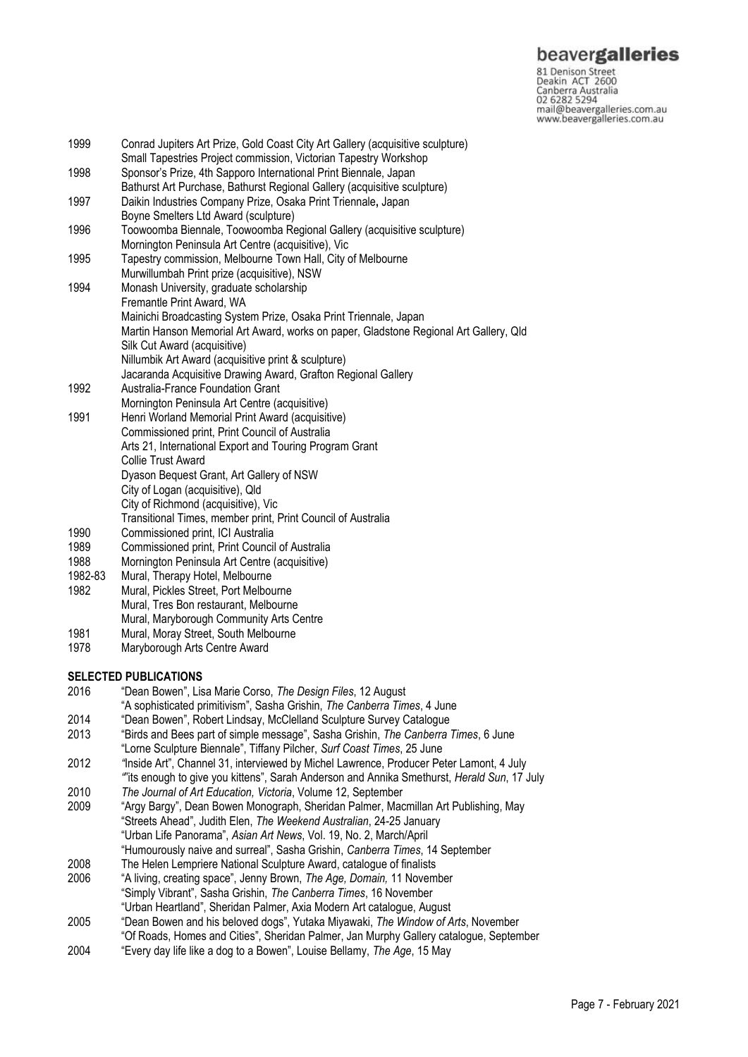| | |
|---|---|
| 1999 | Conrad Jupiters Art Prize, Gold Coast City Art Gallery (acquisitive sculpture) |
| | Small Tapestries Project commission, Victorian Tapestry Workshop |
| 1998 | Sponsor's Prize, 4th Sapporo International Print Biennale, Japan |
| | Bathurst Art Purchase, Bathurst Regional Gallery (acquisitive sculpture) |
| 1997 | Daikin Industries Company Prize, Osaka Print Triennale**,** Japan |
| | Boyne Smelters Ltd Award (sculpture) |
| 1996 | Toowoomba Biennale, Toowoomba Regional Gallery (acquisitive sculpture) |
| | Mornington Peninsula Art Centre (acquisitive), Vic |
| 1995 | Tapestry commission, Melbourne Town Hall, City of Melbourne |
| | Murwillumbah Print prize (acquisitive), NSW |
| 1994 | Monash University, graduate scholarship |
| | Fremantle Print Award, WA |
| | Mainichi Broadcasting System Prize, Osaka Print Triennale, Japan |
| | Martin Hanson Memorial Art Award, works on paper, Gladstone Regional Art Gallery, Qld |
| | Silk Cut Award (acquisitive) |
| | Nillumbik Art Award (acquisitive print & sculpture) |
| | Jacaranda Acquisitive Drawing Award, Grafton Regional Gallery |
| 1992 | Australia-France Foundation Grant |
| | Mornington Peninsula Art Centre (acquisitive) |
| 1991 | Henri Worland Memorial Print Award (acquisitive) |
| | Commissioned print, Print Council of Australia |
| | Arts 21, International Export and Touring Program Grant |
| | Collie Trust Award |
| | Dyason Bequest Grant, Art Gallery of NSW |
| | City of Logan (acquisitive), Qld |
| | City of Richmond (acquisitive), Vic |
| | Transitional Times, member print, Print Council of Australia |
| 1990 | Commissioned print, ICI Australia |
| 1989 | Commissioned print, Print Council of Australia |
| 1988 | Mornington Peninsula Art Centre (acquisitive) |
| 1982-83 | Mural, Therapy Hotel, Melbourne |
| 1982 | Mural, Pickles Street, Port Melbourne |
| | Mural, Tres Bon restaurant, Melbourne |
| | Mural, Maryborough Community Arts Centre |
| 1981 | Mural, Moray Street, South Melbourne |
| 1978 | Maryborough Arts Centre Award |

**SELECTED PUBLICATIONS**

| | |
|---|---|
| 2016 | "Dean Bowen", Lisa Marie Corso, *The Design Files*, 12 August |
| | "A sophisticated primitivism", Sasha Grishin, *The Canberra Times*, 4 June |
| 2014 | "Dean Bowen", Robert Lindsay, McClelland Sculpture Survey Catalogue |
| 2013 | "Birds and Bees part of simple message", Sasha Grishin, *The Canberra Times*, 6 June |
| | "Lorne Sculpture Biennale", Tiffany Pilcher, *Surf Coast Times*, 25 June |
| 2012 | "Inside Art", Channel 31, interviewed by Michel Lawrence, Producer Peter Lamont, 4 July |
| | ""its enough to give you kittens", Sarah Anderson and Annika Smethurst, *Herald Sun*, 17 July |
| 2010 | *The Journal of Art Education, Victoria*, Volume 12, September |
| 2009 | "Argy Bargy", Dean Bowen Monograph, Sheridan Palmer, Macmillan Art Publishing, May |
| | "Streets Ahead", Judith Elen, *The Weekend Australian*, 24-25 January |
| | "Urban Life Panorama", *Asian Art News*, Vol. 19, No. 2, March/April |
| | "Humourously naive and surreal", Sasha Grishin, *Canberra Times*, 14 September |
| 2008 | The Helen Lempriere National Sculpture Award, catalogue of finalists |
| 2006 | "A living, creating space", Jenny Brown, *The Age, Domain,* 11 November |
| | "Simply Vibrant", Sasha Grishin, *The Canberra Times*, 16 November |
| | "Urban Heartland", Sheridan Palmer, Axia Modern Art catalogue, August |
| 2005 | "Dean Bowen and his beloved dogs", Yutaka Miyawaki, *The Window of Arts*, November |
| | "Of Roads, Homes and Cities", Sheridan Palmer, Jan Murphy Gallery catalogue, September |
| 2004 | "Every day life like a dog to a Bowen", Louise Bellamy, *The Age*, 15 May |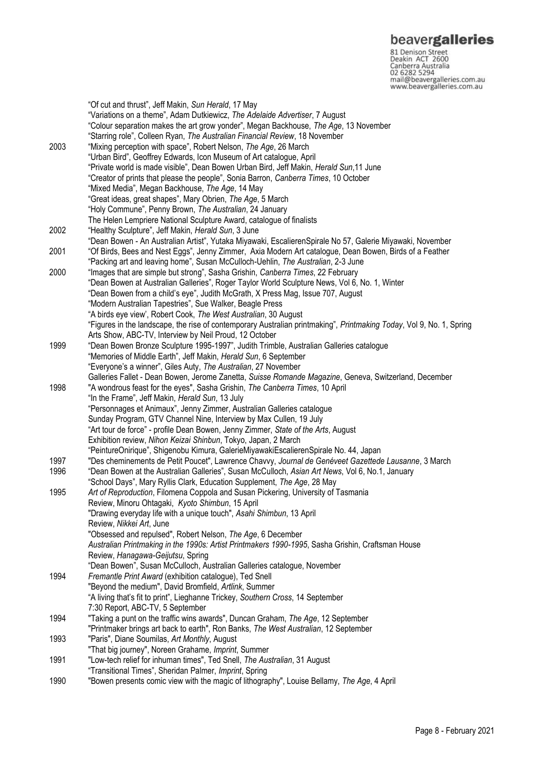"Of cut and thrust", Jeff Makin, *Sun Herald*, 17 May
"Variations on a theme", Adam Dutkiewicz, *The Adelaide Advertiser*, 7 August
"Colour separation makes the art grow yonder", Megan Backhouse, *The Age*, 13 November
"Starring role", Colleen Ryan, *The Australian Financial Review*, 18 November

**2003**
"Mixing perception with space", Robert Nelson, *The Age*, 26 March
"Urban Bird", Geoffrey Edwards, Icon Museum of Art catalogue, April
"Private world is made visible", Dean Bowen Urban Bird, Jeff Makin, *Herald Sun*,11 June
"Creator of prints that please the people", Sonia Barron, *Canberra Times*, 10 October
"Mixed Media", Megan Backhouse, *The Age*, 14 May
"Great ideas, great shapes", Mary Obrien, *The Age*, 5 March
"Holy Commune", Penny Brown, *The Australian*, 24 January
The Helen Lempriere National Sculpture Award, catalogue of finalists

**2002**
"Healthy Sculpture", Jeff Makin, *Herald Sun*, 3 June
"Dean Bowen - An Australian Artist", Yutaka Miyawaki, EscalierenSpirale No 57, Galerie Miyawaki, November

**2001**
"Of Birds, Bees and Nest Eggs", Jenny Zimmer, Axia Modern Art catalogue, Dean Bowen, Birds of a Feather
"Packing art and leaving home", Susan McCulloch-Uehlin, *The Australian*, 2-3 June

**2000**
"Images that are simple but strong", Sasha Grishin, *Canberra Times*, 22 February
"Dean Bowen at Australian Galleries", Roger Taylor World Sculpture News, Vol 6, No. 1, Winter
"Dean Bowen from a child's eye", Judith McGrath, X Press Mag, Issue 707, August
"Modern Australian Tapestries", Sue Walker, Beagle Press
"A birds eye view', Robert Cook, *The West Australian*, 30 August
"Figures in the landscape, the rise of contemporary Australian printmaking", *Printmaking Today*, Vol 9, No. 1, Spring
Arts Show, ABC-TV, Interview by Neil Proud, 12 October

**1999**
"Dean Bowen Bronze Sculpture 1995-1997", Judith Trimble, Australian Galleries catalogue
"Memories of Middle Earth", Jeff Makin, *Herald Sun*, 6 September
"Everyone's a winner", Giles Auty, *The Australian*, 27 November
Galleries Fallet - Dean Bowen, Jerome Zanetta, *Suisse Romande Magazine*, Geneva, Switzerland, December

**1998**
"A wondrous feast for the eyes", Sasha Grishin, *The Canberra Times*, 10 April
"In the Frame", Jeff Makin, *Herald Sun*, 13 July
"Personnages et Animaux", Jenny Zimmer, Australian Galleries catalogue
Sunday Program, GTV Channel Nine, Interview by Max Cullen, 19 July
"Art tour de force" - profile Dean Bowen, Jenny Zimmer, *State of the Arts*, August
Exhibition review, *Nihon Keizai Shinbun*, Tokyo, Japan, 2 March
"PeintureOnirique", Shigenobu Kimura, GalerieMiyawakiEscalierenSpirale No. 44, Japan

**1997**
"Des cheminements de Petit Poucet", Lawrence Chavvy, *Journal de Genéveet Gazettede Lausanne*, 3 March

**1996**
"Dean Bowen at the Australian Galleries", Susan McCulloch, *Asian Art News*, Vol 6, No.1, January
"School Days", Mary Ryllis Clark, Education Supplement, *The Age*, 28 May

**1995**
*Art of Reproduction*, Filomena Coppola and Susan Pickering, University of Tasmania
Review, Minoru Ohtagaki, *Kyoto Shimbun*, 15 April
"Drawing everyday life with a unique touch", *Asahi Shimbun*, 13 April
Review, *Nikkei Art*, June
"Obsessed and repulsed", Robert Nelson, *The Age*, 6 December
*Australian Printmaking in the 1990s: Artist Printmakers 1990-1995*, Sasha Grishin, Craftsman House
Review, *Hanagawa-Geijutsu*, Spring
"Dean Bowen", Susan McCulloch, Australian Galleries catalogue, November

**1994**
*Fremantle Print Award* (exhibition catalogue), Ted Snell
"Beyond the medium", David Bromfield, *Artlink*, Summer
"A living that's fit to print", Lieghanne Trickey, *Southern Cross*, 14 September
7:30 Report, ABC-TV, 5 September

**1994**
"Taking a punt on the traffic wins awards", Duncan Graham, *The Age*, 12 September
"Printmaker brings art back to earth", Ron Banks, *The West Australian*, 12 September

**1993**
"Paris", Diane Soumilas, *Art Monthly*, August
"That big journey", Noreen Grahame, *Imprint*, Summer

**1991**
"Low-tech relief for inhuman times", Ted Snell, *The Australian*, 31 August
"Transitional Times", Sheridan Palmer, *Imprint*, Spring

**1990**
"Bowen presents comic view with the magic of lithography", Louise Bellamy, *The Age*, 4 April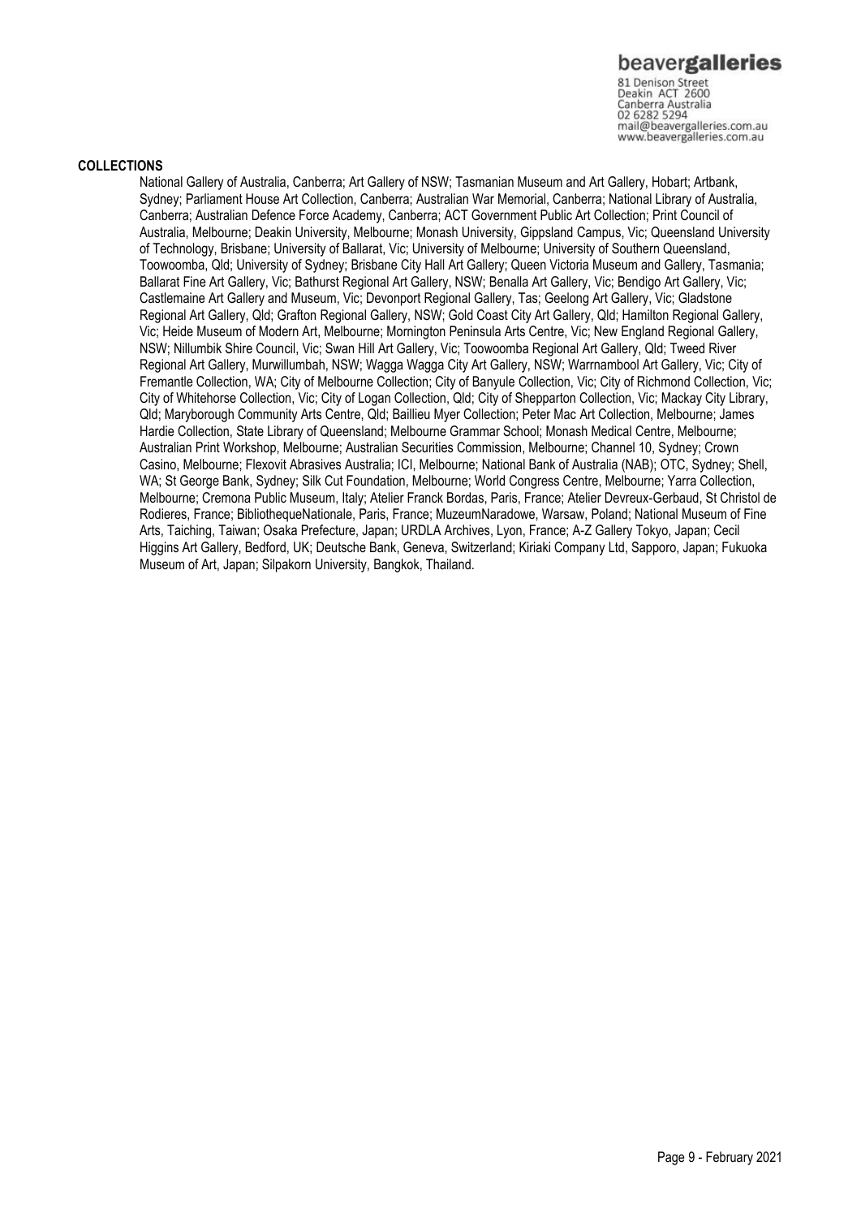**COLLECTIONS**

National Gallery of Australia, Canberra; Art Gallery of NSW; Tasmanian Museum and Art Gallery, Hobart; Artbank, Sydney; Parliament House Art Collection, Canberra; Australian War Memorial, Canberra; National Library of Australia, Canberra; Australian Defence Force Academy, Canberra; ACT Government Public Art Collection; Print Council of Australia, Melbourne; Deakin University, Melbourne; Monash University, Gippsland Campus, Vic; Queensland University of Technology, Brisbane; University of Ballarat, Vic; University of Melbourne; University of Southern Queensland, Toowoomba, Qld; University of Sydney; Brisbane City Hall Art Gallery; Queen Victoria Museum and Gallery, Tasmania; Ballarat Fine Art Gallery, Vic; Bathurst Regional Art Gallery, NSW; Benalla Art Gallery, Vic; Bendigo Art Gallery, Vic; Castlemaine Art Gallery and Museum, Vic; Devonport Regional Gallery, Tas; Geelong Art Gallery, Vic; Gladstone Regional Art Gallery, Qld; Grafton Regional Gallery, NSW; Gold Coast City Art Gallery, Qld; Hamilton Regional Gallery, Vic; Heide Museum of Modern Art, Melbourne; Mornington Peninsula Arts Centre, Vic; New England Regional Gallery, NSW; Nillumbik Shire Council, Vic; Swan Hill Art Gallery, Vic; Toowoomba Regional Art Gallery, Qld; Tweed River Regional Art Gallery, Murwillumbah, NSW; Wagga Wagga City Art Gallery, NSW; Warrnambool Art Gallery, Vic; City of Fremantle Collection, WA; City of Melbourne Collection; City of Banyule Collection, Vic; City of Richmond Collection, Vic; City of Whitehorse Collection, Vic; City of Logan Collection, Qld; City of Shepparton Collection, Vic; Mackay City Library, Qld; Maryborough Community Arts Centre, Qld; Baillieu Myer Collection; Peter Mac Art Collection, Melbourne; James Hardie Collection, State Library of Queensland; Melbourne Grammar School; Monash Medical Centre, Melbourne; Australian Print Workshop, Melbourne; Australian Securities Commission, Melbourne; Channel 10, Sydney; Crown Casino, Melbourne; Flexovit Abrasives Australia; ICI, Melbourne; National Bank of Australia (NAB); OTC, Sydney; Shell, WA; St George Bank, Sydney; Silk Cut Foundation, Melbourne; World Congress Centre, Melbourne; Yarra Collection, Melbourne; Cremona Public Museum, Italy; Atelier Franck Bordas, Paris, France; Atelier Devreux-Gerbaud, St Christol de Rodieres, France; BibliothequeNationale, Paris, France; MuzeumNaradowe, Warsaw, Poland; National Museum of Fine Arts, Taiching, Taiwan; Osaka Prefecture, Japan; URDLA Archives, Lyon, France; A-Z Gallery Tokyo, Japan; Cecil Higgins Art Gallery, Bedford, UK; Deutsche Bank, Geneva, Switzerland; Kiriaki Company Ltd, Sapporo, Japan; Fukuoka Museum of Art, Japan; Silpakorn University, Bangkok, Thailand.